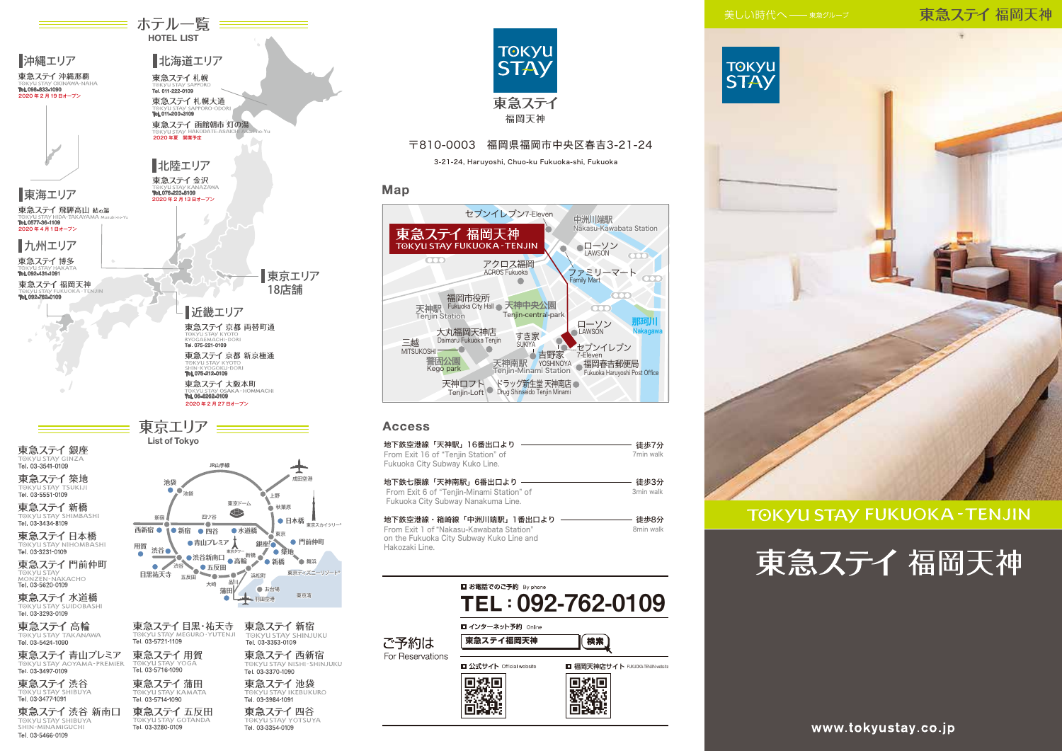# ホテル一覧
HOTEL LIST

## 沖縄エリア

東急ステイ 沖縄那覇
TOKYU STAY OKINAWA-NAHA
Tel. 098-833-1090
2020年2月19日オープン

## 北海道エリア

東急ステイ 札幌
TOKYU STAY SAPPORO
Tel. 011-222-0109

東急ステイ 札幌大通
TOKYU STAY SAPPORO-ODORI
Tel. 011-200-3109

東急ステイ 函館朝市 灯の湯
TOKYU STAY HAKODATE-ASAICHI Akari-no-Yu
2020年夏 開業予定

## 北陸エリア

東急ステイ 金沢
TOKYU STAY KANAZAWA
Tel. 076-223-8109
2020年2月13日オープン

## 東海エリア

東急ステイ 飛騨高山 結の湯
TOKYU STAY HIDA-TAKAYAMA Musubi-no-Yu
Tel. 0577-36-1109
2020年4月1日オープン

## 九州エリア

東急ステイ 博多
TOKYU STAY HAKATA
Tel. 092-431-1091

東急ステイ 福岡天神
TOKYU STAY FUKUOKA-TENJIN
Tel. 092-762-0109

## 東京エリア
18店舗

## 近畿エリア

東急ステイ 京都 両替町通
TOKYU STAY KYOTO RYOGAEMACHI-DORI
Tel. 075-221-0109

東急ステイ 京都 新京極通
TOKYU STAY KYOTO SHIN-KYOGOKU-DORI
Tel. 075-212-0109

東急ステイ 大阪本町
TOKYU STAY OSAKA-HOMMACHI
Tel. 06-6282-0109
2020年2月27日オープン

# 東京エリア
List of Tokyo

東急ステイ 銀座
TOKYU STAY GINZA
Tel. 03-3541-0109

東急ステイ 築地
TOKYU STAY TSUKIJI
Tel. 03-5551-0109

東急ステイ 新橋
TOKYU STAY SHIMBASHI
Tel. 03-3434-8109

東急ステイ 日本橋
TOKYU STAY NIHOMBASHI
Tel. 03-3231-0109

東急ステイ 門前仲町
TOKYU STAY MONZEN-NAKACHO
Tel. 03-5620-0109

東急ステイ 水道橋
TOKYU STAY SUIDOBASHI
Tel. 03-3293-0109

東急ステイ 高輪
TOKYU STAY TAKANAWA
Tel. 03-5424-1090

東急ステイ 青山プレミア
TOKYU STAY AOYAMA-PREMIER
Tel. 03-3497-0109

東急ステイ 渋谷
TOKYU STAY SHIBUYA
Tel. 03-3477-1091

東急ステイ 渋谷 新南口
TOKYU STAY SHIBUYA SHIN-MINAMIGUCHI
Tel. 03-5466-0109

東急ステイ 目黒・祐天寺
TOKYU STAY MEGURO-YUTENJI
Tel. 03-5721-1109

東急ステイ 用賀
TOKYU STAY YOGA
Tel. 03-5716-1090

東急ステイ 蒲田
TOKYU STAY KAMATA
Tel. 03-5714-1090

東急ステイ 五反田
TOKYU STAY GOTANDA
Tel. 03-3280-0109

東急ステイ 新宿
TOKYU STAY SHINJUKU
Tel. 03-3353-0109

東急ステイ 西新宿
TOKYU STAY NISHI-SHINJUKU
Tel. 03-3370-1090

東急ステイ 池袋
TOKYU STAY IKEBUKURO
Tel. 03-3984-1091

東急ステイ 四谷
TOKYU STAY YOTSUYA
Tel. 03-3354-0109

---

TOKYU STAY
東急ステイ
福岡天神

〒810-0003 福岡県福岡市中央区春吉3-21-24

3-21-24, Haruyoshi, Chuo-ku Fukuoka-shi, Fukuoka

## Map

## Access

地下鉄空港線「天神駅」16番出口より — 徒歩7分
From Exit 16 of "Tenjin Station" of Fukuoka City Subway Kuko Line. — 7min walk

地下鉄七隈線「天神南駅」6番出口より — 徒歩3分
From Exit 6 of "Tenjin-Minami Station" of Fukuoka City Subway Nanakuma Line. — 3min walk

地下鉄空港線・箱崎線「中洲川端駅」1番出口より — 徒歩8分
From Exit 1 of "Nakasu-Kawabata Station" on the Fukuoka City Subway Kuko Line and Hakozaki Line. — 8min walk

## ご予約は
For Reservations

■ お電話でのご予約 By phone
**TEL：092-762-0109**

■ インターネット予約 Online
東急ステイ福岡天神 検索

■ 公式サイト Official website
■ 福岡天神店サイト FUKUOKA-TENJIN website

---

美しい時代へ —— 東急グループ

東急ステイ 福岡天神

TOKYU STAY

TOKYU STAY FUKUOKA-TENJIN

# 東急ステイ 福岡天神

www.tokyustay.co.jp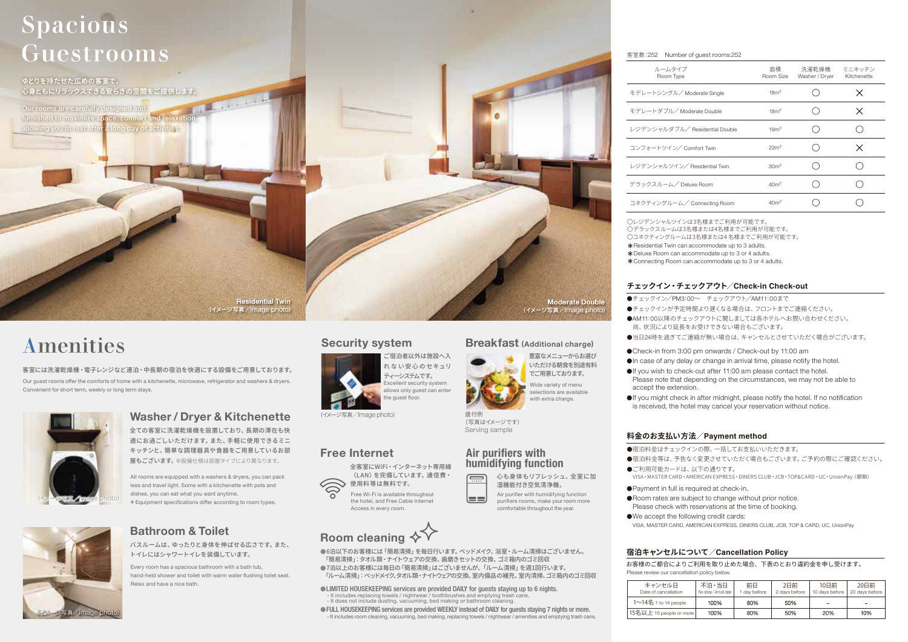# Spacious Guestrooms

ゆとりを持たせた広めの客室で、
心身ともにリラックスできる安らぎの空間をご提供します。

Our rooms are carefully designed and furnished to maximize space, comfort and relaxation, allowing you to rest after a long day of activities.

Residential Twin
(イメージ写真／Image photo)

Moderate Double
(イメージ写真／Image photo)

# Amenities

客室には洗濯乾燥機・電子レンジなど連泊・中長期の宿泊を快適にする設備をご用意しております。

Our guest rooms offer the comforts of home with a kitchenette, microwave, refrigerator and washers & dryers. Convenient for short term, weekly or long term stays.

## Washer / Dryer & Kitchenette

全ての客室に洗濯乾燥機を設置しており、長期の滞在も快適にお過ごしいただけます。また、手軽に使用できるミニキッチンと、簡単な調理器具や食器をご用意しているお部屋もございます。※設備仕様は部屋タイプにより異なります。

All rooms are equipped with a washers & dryers, you can pack less and travel light. Some with a kitchenette with pots and dishes, you can eat what you want anytime.
＊Equipment specifications differ according to room types.

(イメージ写真／Image photo)

## Bathroom & Toilet

バスルームは、ゆったりと身体を伸ばせる広さです。また、トイレにはシャワートイレを装備しています。

Every room has a spacious bathroom with a bath tub, hand-held shower and toilet with warm water flushing toilet seat. Relax and have a nice bath.

(イメージ写真／Image photo)

## Security system

ご宿泊者以外は施設へ入れない安心のセキュリティーシステムです。

Excellent security system allows only guest can enter the guest floor.

(イメージ写真／Image photo)

## Breakfast (Additional charge)

豊富なメニューからお選びいただける朝食を別途有料でご用意しております。

Wide variety of menu selections are available with extra charge.

盛付例
(写真はイメージです)
Serving sample

## Free Internet

全客室にWiFi・インターネット専用線（LAN）を完備しています。通信費・使用料等は無料です。

Free Wi-Fi is available throughout the hotel, and Free Cable Internet Access in every room.

## Air purifiers with humidifying function

心も身体もリフレッシュ、全室に加湿機能付き空気清浄機。

Air purifier with humidifying function purifiers rooms, make your room more comfortable throughout the year.

## Room cleaning

●6泊以下のお客様には「簡易清掃」を毎日行います。ベッドメイク、浴室・ルーム清掃はございません。
「簡易清掃」: タオル類・ナイトウェアの交換、歯磨きセットの交換、ゴミ箱内のゴミ回収
●7泊以上のお客様には毎日の「簡易清掃」はございませんが、「ルーム清掃」を週1回行います。
「ルーム清掃」: ベッドメイク、タオル類・ナイトウェアの交換、室内備品の補充、室内清掃、ゴミ箱内のゴミ回収

●LIMITED HOUSEKEEPING services are provided DAILY for guests staying up to 6 nights.
- It includes replacing towels / nightwear / toothbrushes and emptying trash cans.
- It does not include dusting, vacuuming, bed making or bathroom cleaning.
●FULL HOUSEKEEPING services are provided WEEKLY instead of DAILY for guests staying 7 nights or more.
- It includes room cleaning, vacuuming, bed making, replacing towels / nightwear / amenities and emptying trash cans.

客室数：252　Number of guest rooms:252

| ルームタイプ Room Type | 面積 Room Size | 洗濯乾燥機 Washer / Dryer | ミニキッチン Kitchenette |
|---|---|---|---|
| モデレートシングル／Moderate Single | 18m² | ○ | × |
| モデレートダブル／Moderate Double | 18m² | ○ | × |
| レジデンシャルダブル／Residential Double | 19m² | ○ | ○ |
| コンフォートツイン／Comfort Twin | 22m² | ○ | × |
| レジデンシャルツイン／Residential Twin | 30m² | ○ | ○ |
| デラックスルーム／Deluxe Room | 40m² | ○ | ○ |
| コネクティングルーム／Connecting Room | 40m² | ○ | ○ |

○レジデンシャルツインは3名様までご利用が可能です。
○デラックスルームは3名様または4名様までご利用が可能です。
○コネクティングルームは3名様または4名様までご利用が可能です。
＊Residential Twin can accommodate up to 3 adults.
＊Deluxe Room can accommodate up to 3 or 4 adults.
＊Connecting Room can accommodate up to 3 or 4 adults.

## チェックイン・チェックアウト／Check-in Check-out

●チェックイン／PM3:00〜　チェックアウト／AM11:00まで
●チェックインが予定時間より遅くなる場合は、フロントまでご連絡ください。
●AM11:00以降のチェックアウトに関しましては各ホテルへお問い合わせください。
尚、状況により延長をお受けできない場合もございます。
●当日24時を過ぎてご連絡が無い場合は、キャンセルとさせていただく場合がございます。

●Check-in from 3:00 pm onwards / Check-out by 11:00 am
●In case of any delay or change in arrival time, please notify the hotel.
●If you wish to check-out after 11:00 am please contact the hotel.
Please note that depending on the circumstances, we may not be able to accept the extension.
●If you might check in after midnight, please notify the hotel. If no notification is received, the hotel may cancel your reservation without notice.

## 料金のお支払い方法／Payment method

●宿泊料金はチェックインの際、一括してお支払いいただきます。
●宿泊料金は、予告なく変更させていただく場合もございます。ご予約の際にご確認ください。
●ご利用可能カードは、以下の通りです。
VISA・MASTER CARD・AMERICAN EXPRESS・DINERS CLUB・JCB・TOP&CARD・UC・UnionPay（銀聯）

●Payment in full is required at check-in.
●Room rates are subject to change without prior notice.
Please check with reservations at the time of booking.
●We accept the following credit cards:
VISA, MASTER CARD, AMERICAN EXPRESS, DINERS CLUB, JCB, TOP & CARD, UC, UnionPay

## 宿泊キャンセルについて／Cancellation Policy

お客様のご都合によりご利用を取り止めた場合、下表のとおり違約金を申し受けます。
Please review our cancellation policy below.

| キャンセル日 Date of cancellation | 不泊・当日 No-show / Arrival date | 前日 1 day before | 2日前 2 days before | 10日前 10 days before | 20日前 20 days before |
|---|---|---|---|---|---|
| 1〜14名 1 to 14 people | 100% | 80% | 50% | – | – |
| 15名以上 15 people or more | 100% | 80% | 50% | 20% | 10% |